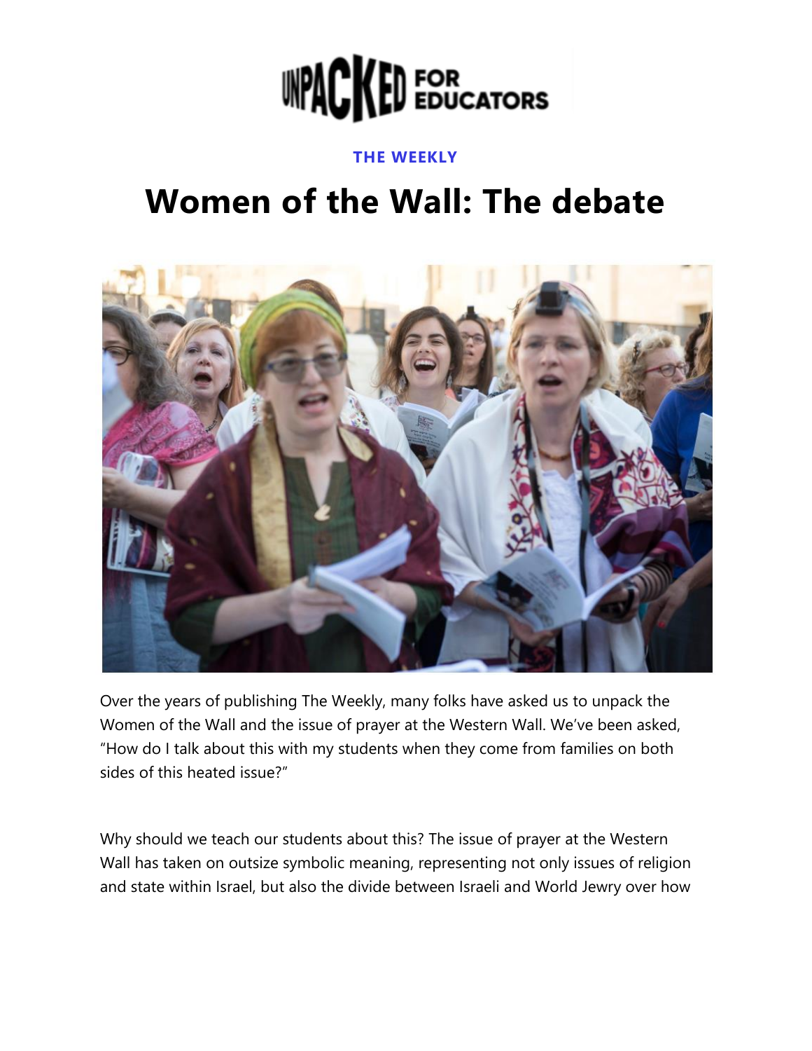UNPACKED FOR EDUCATORS

THE WEEKLY

# Women of the Wall: The debate

Over the years of publishing The Weekly, many folks have asked us to unpack the Women of the Wall and the issue of prayer at the Western Wall. We've been asked, "How do I talk about this with my students when they come from families on both sides of this heated issue?"

Why should we teach our students about this? The issue of prayer at the Western Wall has taken on outsize symbolic meaning, representing not only issues of religion and state within Israel, but also the divide between Israeli and World Jewry over how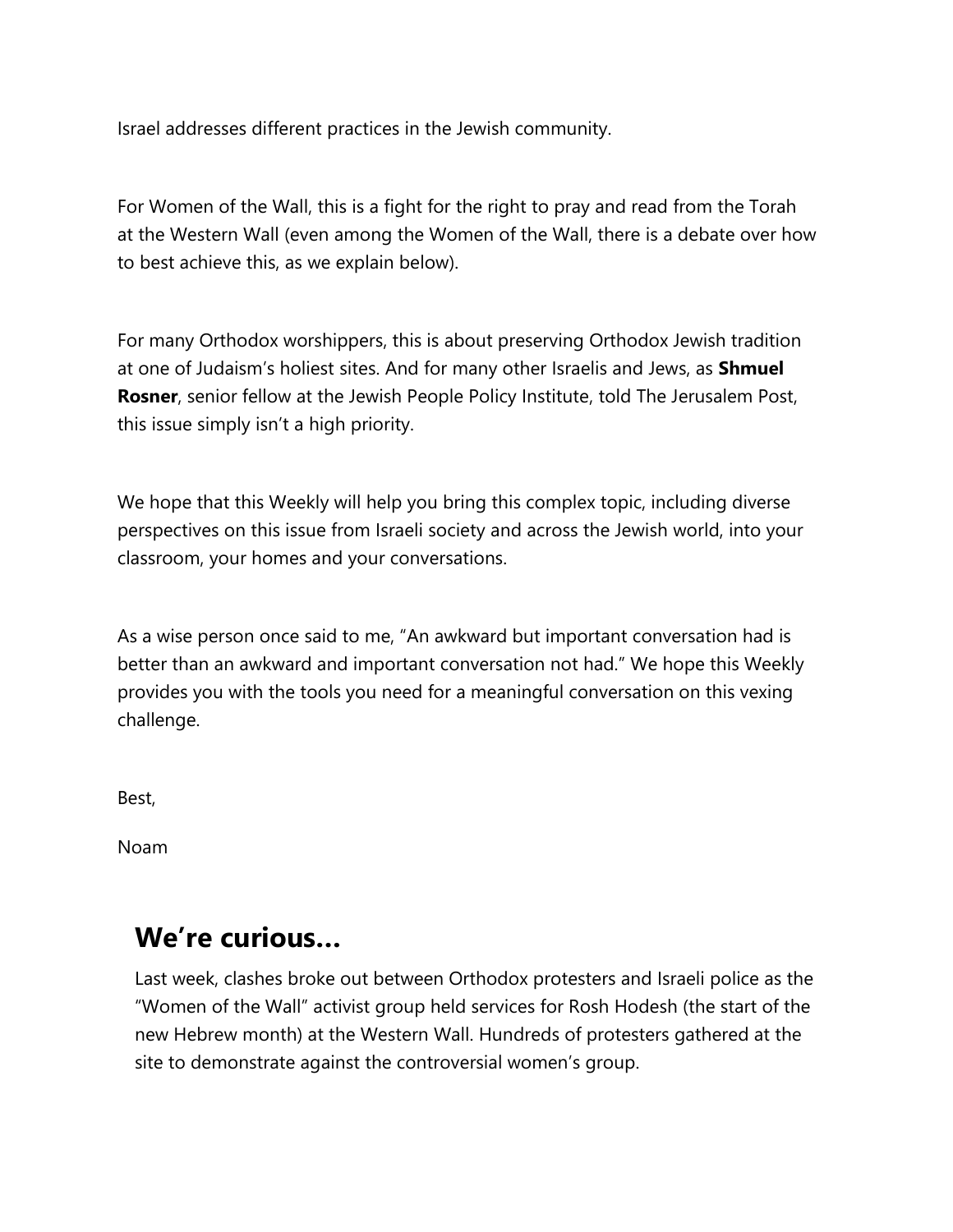Israel addresses different practices in the Jewish community.

For Women of the Wall, this is a fight for the right to pray and read from the Torah at the Western Wall (even among the Women of the Wall, there is a debate over how to best achieve this, as we explain below).

For many Orthodox worshippers, this is about preserving Orthodox Jewish tradition at one of Judaism's holiest sites. And for many other Israelis and Jews, as **Shmuel Rosner**, senior fellow at the Jewish People Policy Institute, told The Jerusalem Post, this issue simply isn't a high priority.

We hope that this Weekly will help you bring this complex topic, including diverse perspectives on this issue from Israeli society and across the Jewish world, into your classroom, your homes and your conversations.

As a wise person once said to me, "An awkward but important conversation had is better than an awkward and important conversation not had." We hope this Weekly provides you with the tools you need for a meaningful conversation on this vexing challenge.

Best,

Noam

## We're curious...

Last week, clashes broke out between Orthodox protesters and Israeli police as the "Women of the Wall" activist group held services for Rosh Hodesh (the start of the new Hebrew month) at the Western Wall. Hundreds of protesters gathered at the site to demonstrate against the controversial women's group.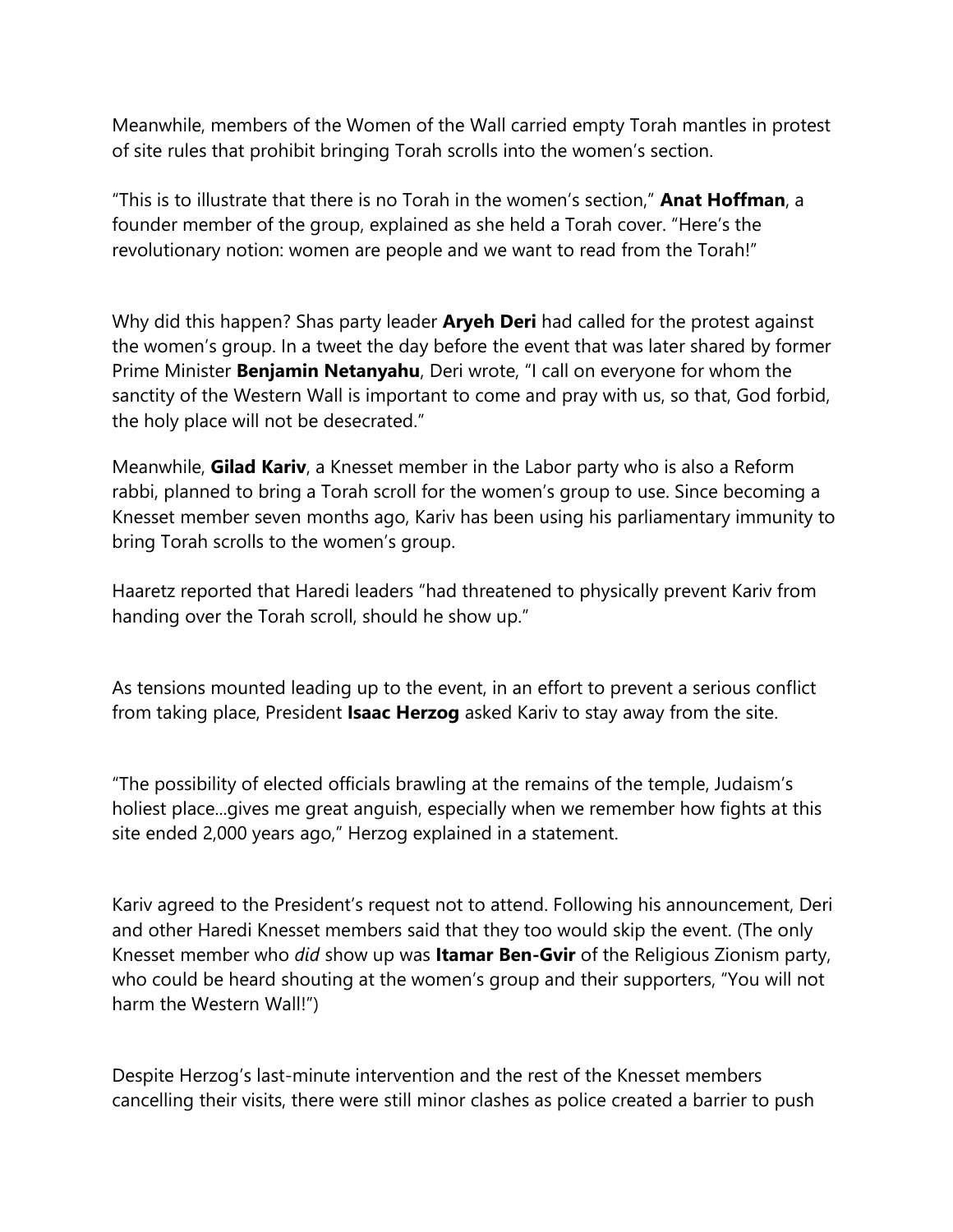Meanwhile, members of the Women of the Wall carried empty Torah mantles in protest of site rules that prohibit bringing Torah scrolls into the women's section.

"This is to illustrate that there is no Torah in the women's section," **Anat Hoffman**, a founder member of the group, explained as she held a Torah cover. "Here's the revolutionary notion: women are people and we want to read from the Torah!"

Why did this happen? Shas party leader **Aryeh Deri** had called for the protest against the women's group. In a tweet the day before the event that was later shared by former Prime Minister **Benjamin Netanyahu**, Deri wrote, "I call on everyone for whom the sanctity of the Western Wall is important to come and pray with us, so that, God forbid, the holy place will not be desecrated."

Meanwhile, **Gilad Kariv**, a Knesset member in the Labor party who is also a Reform rabbi, planned to bring a Torah scroll for the women's group to use. Since becoming a Knesset member seven months ago, Kariv has been using his parliamentary immunity to bring Torah scrolls to the women's group.

Haaretz reported that Haredi leaders "had threatened to physically prevent Kariv from handing over the Torah scroll, should he show up."

As tensions mounted leading up to the event, in an effort to prevent a serious conflict from taking place, President **Isaac Herzog** asked Kariv to stay away from the site.

"The possibility of elected officials brawling at the remains of the temple, Judaism's holiest place...gives me great anguish, especially when we remember how fights at this site ended 2,000 years ago," Herzog explained in a statement.

Kariv agreed to the President's request not to attend. Following his announcement, Deri and other Haredi Knesset members said that they too would skip the event. (The only Knesset member who *did* show up was **Itamar Ben-Gvir** of the Religious Zionism party, who could be heard shouting at the women's group and their supporters, "You will not harm the Western Wall!")

Despite Herzog's last-minute intervention and the rest of the Knesset members cancelling their visits, there were still minor clashes as police created a barrier to push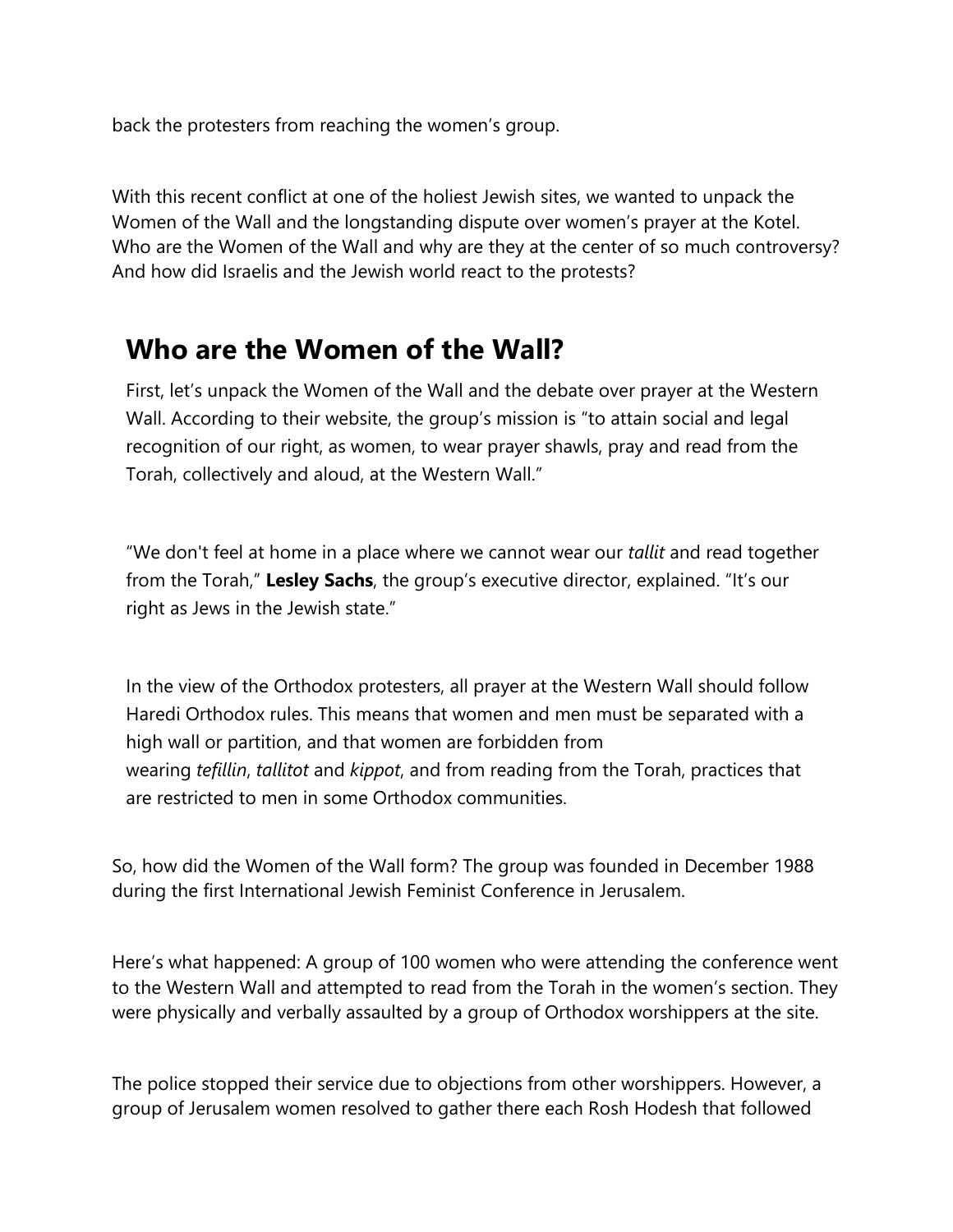back the protesters from reaching the women's group.

With this recent conflict at one of the holiest Jewish sites, we wanted to unpack the Women of the Wall and the longstanding dispute over women's prayer at the Kotel. Who are the Women of the Wall and why are they at the center of so much controversy? And how did Israelis and the Jewish world react to the protests?

## Who are the Women of the Wall?

First, let's unpack the Women of the Wall and the debate over prayer at the Western Wall. According to their website, the group's mission is "to attain social and legal recognition of our right, as women, to wear prayer shawls, pray and read from the Torah, collectively and aloud, at the Western Wall."

"We don't feel at home in a place where we cannot wear our *tallit* and read together from the Torah," **Lesley Sachs**, the group's executive director, explained. "It's our right as Jews in the Jewish state."

In the view of the Orthodox protesters, all prayer at the Western Wall should follow Haredi Orthodox rules. This means that women and men must be separated with a high wall or partition, and that women are forbidden from wearing *tefillin*, *tallitot* and *kippot*, and from reading from the Torah, practices that are restricted to men in some Orthodox communities.

So, how did the Women of the Wall form? The group was founded in December 1988 during the first International Jewish Feminist Conference in Jerusalem.

Here's what happened: A group of 100 women who were attending the conference went to the Western Wall and attempted to read from the Torah in the women's section. They were physically and verbally assaulted by a group of Orthodox worshippers at the site.

The police stopped their service due to objections from other worshippers. However, a group of Jerusalem women resolved to gather there each Rosh Hodesh that followed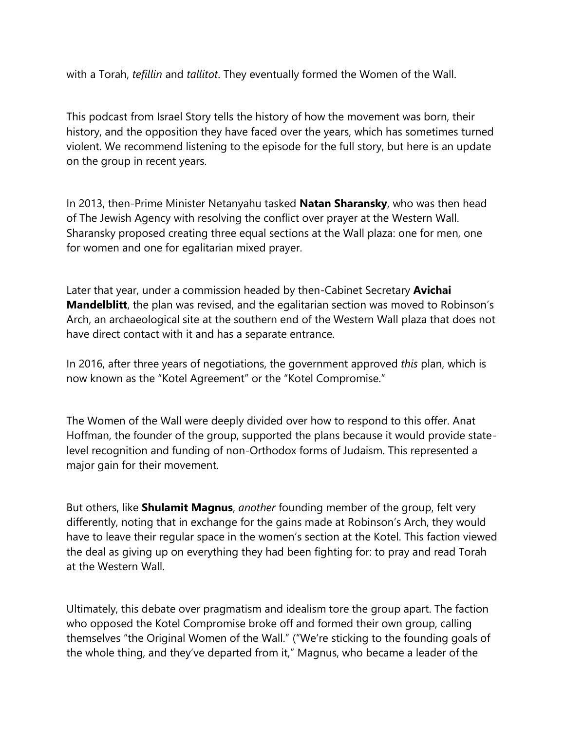with a Torah, *tefillin* and *tallitot*. They eventually formed the Women of the Wall.

This podcast from Israel Story tells the history of how the movement was born, their history, and the opposition they have faced over the years, which has sometimes turned violent. We recommend listening to the episode for the full story, but here is an update on the group in recent years.

In 2013, then-Prime Minister Netanyahu tasked **Natan Sharansky**, who was then head of The Jewish Agency with resolving the conflict over prayer at the Western Wall. Sharansky proposed creating three equal sections at the Wall plaza: one for men, one for women and one for egalitarian mixed prayer.

Later that year, under a commission headed by then-Cabinet Secretary **Avichai Mandelblitt**, the plan was revised, and the egalitarian section was moved to Robinson's Arch, an archaeological site at the southern end of the Western Wall plaza that does not have direct contact with it and has a separate entrance.

In 2016, after three years of negotiations, the government approved *this* plan, which is now known as the "Kotel Agreement" or the "Kotel Compromise."

The Women of the Wall were deeply divided over how to respond to this offer. Anat Hoffman, the founder of the group, supported the plans because it would provide state-level recognition and funding of non-Orthodox forms of Judaism. This represented a major gain for their movement.

But others, like **Shulamit Magnus**, *another* founding member of the group, felt very differently, noting that in exchange for the gains made at Robinson's Arch, they would have to leave their regular space in the women's section at the Kotel. This faction viewed the deal as giving up on everything they had been fighting for: to pray and read Torah at the Western Wall.

Ultimately, this debate over pragmatism and idealism tore the group apart. The faction who opposed the Kotel Compromise broke off and formed their own group, calling themselves "the Original Women of the Wall." ("We're sticking to the founding goals of the whole thing, and they've departed from it," Magnus, who became a leader of the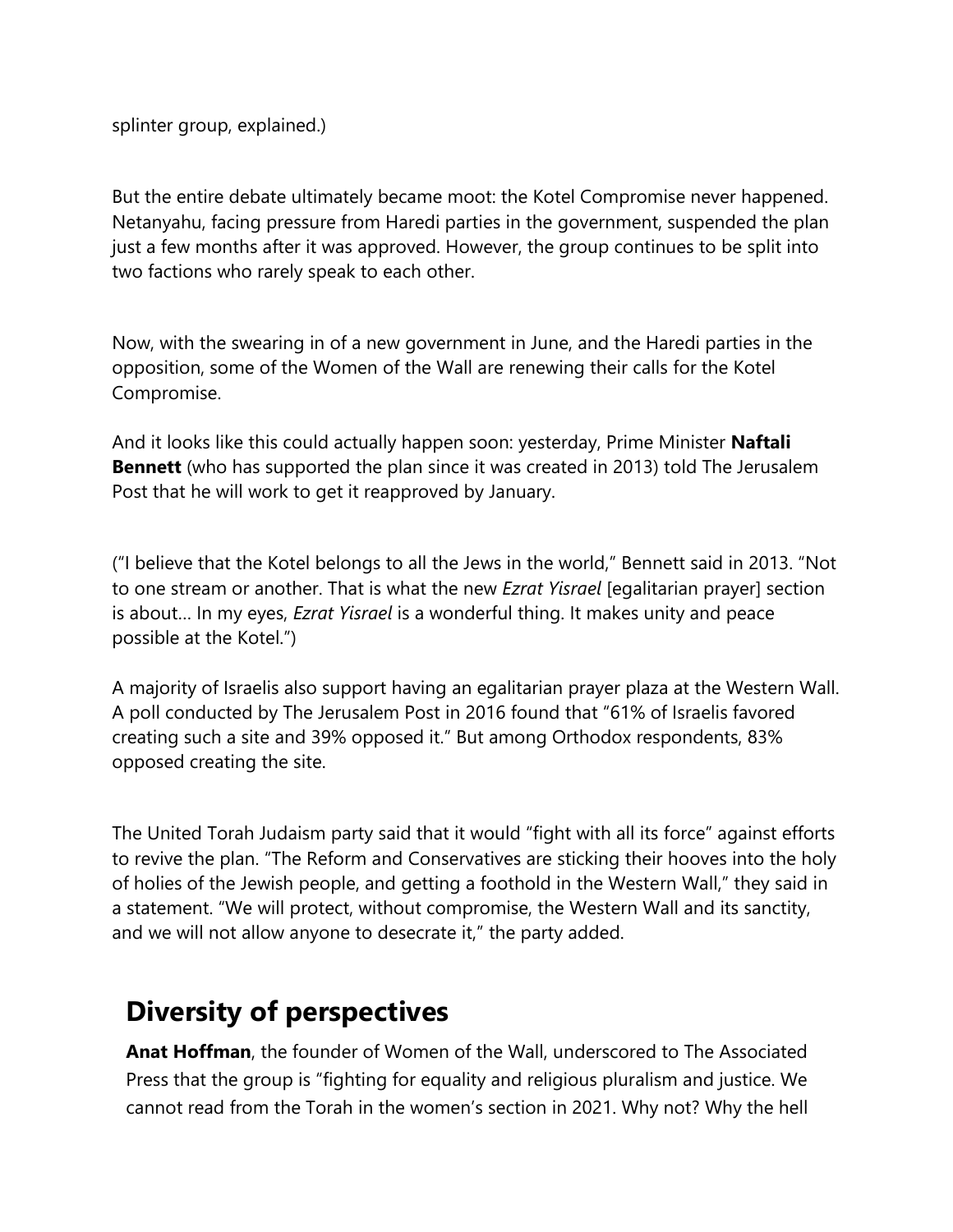splinter group, explained.)

But the entire debate ultimately became moot: the Kotel Compromise never happened. Netanyahu, facing pressure from Haredi parties in the government, suspended the plan just a few months after it was approved. However, the group continues to be split into two factions who rarely speak to each other.

Now, with the swearing in of a new government in June, and the Haredi parties in the opposition, some of the Women of the Wall are renewing their calls for the Kotel Compromise.

And it looks like this could actually happen soon: yesterday, Prime Minister **Naftali Bennett** (who has supported the plan since it was created in 2013) told The Jerusalem Post that he will work to get it reapproved by January.

("I believe that the Kotel belongs to all the Jews in the world," Bennett said in 2013. "Not to one stream or another. That is what the new *Ezrat Yisrael* [egalitarian prayer] section is about… In my eyes, *Ezrat Yisrael* is a wonderful thing. It makes unity and peace possible at the Kotel.")

A majority of Israelis also support having an egalitarian prayer plaza at the Western Wall. A poll conducted by The Jerusalem Post in 2016 found that "61% of Israelis favored creating such a site and 39% opposed it." But among Orthodox respondents, 83% opposed creating the site.

The United Torah Judaism party said that it would "fight with all its force" against efforts to revive the plan. "The Reform and Conservatives are sticking their hooves into the holy of holies of the Jewish people, and getting a foothold in the Western Wall," they said in a statement. "We will protect, without compromise, the Western Wall and its sanctity, and we will not allow anyone to desecrate it," the party added.

## Diversity of perspectives

**Anat Hoffman**, the founder of Women of the Wall, underscored to The Associated Press that the group is "fighting for equality and religious pluralism and justice. We cannot read from the Torah in the women's section in 2021. Why not? Why the hell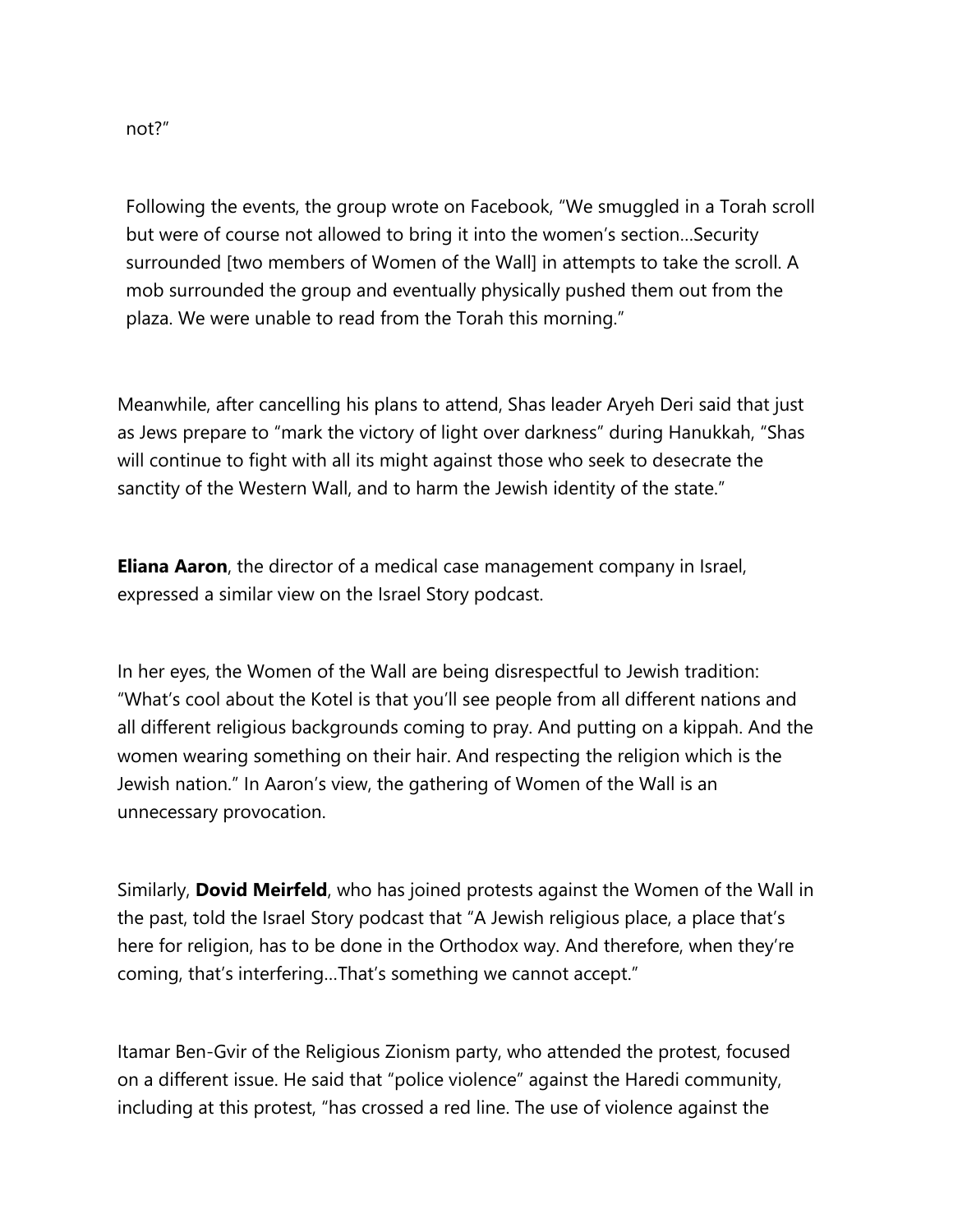not?"

> Following the events, the group wrote on Facebook, "We smuggled in a Torah scroll but were of course not allowed to bring it into the women's section…Security surrounded [two members of Women of the Wall] in attempts to take the scroll. A mob surrounded the group and eventually physically pushed them out from the plaza. We were unable to read from the Torah this morning."

Meanwhile, after cancelling his plans to attend, Shas leader Aryeh Deri said that just as Jews prepare to "mark the victory of light over darkness" during Hanukkah, "Shas will continue to fight with all its might against those who seek to desecrate the sanctity of the Western Wall, and to harm the Jewish identity of the state."

**Eliana Aaron**, the director of a medical case management company in Israel, expressed a similar view on the Israel Story podcast.

In her eyes, the Women of the Wall are being disrespectful to Jewish tradition: "What's cool about the Kotel is that you'll see people from all different nations and all different religious backgrounds coming to pray. And putting on a kippah. And the women wearing something on their hair. And respecting the religion which is the Jewish nation." In Aaron's view, the gathering of Women of the Wall is an unnecessary provocation.

Similarly, **Dovid Meirfeld**, who has joined protests against the Women of the Wall in the past, told the Israel Story podcast that "A Jewish religious place, a place that's here for religion, has to be done in the Orthodox way. And therefore, when they're coming, that's interfering…That's something we cannot accept."

Itamar Ben-Gvir of the Religious Zionism party, who attended the protest, focused on a different issue. He said that "police violence" against the Haredi community, including at this protest, "has crossed a red line. The use of violence against the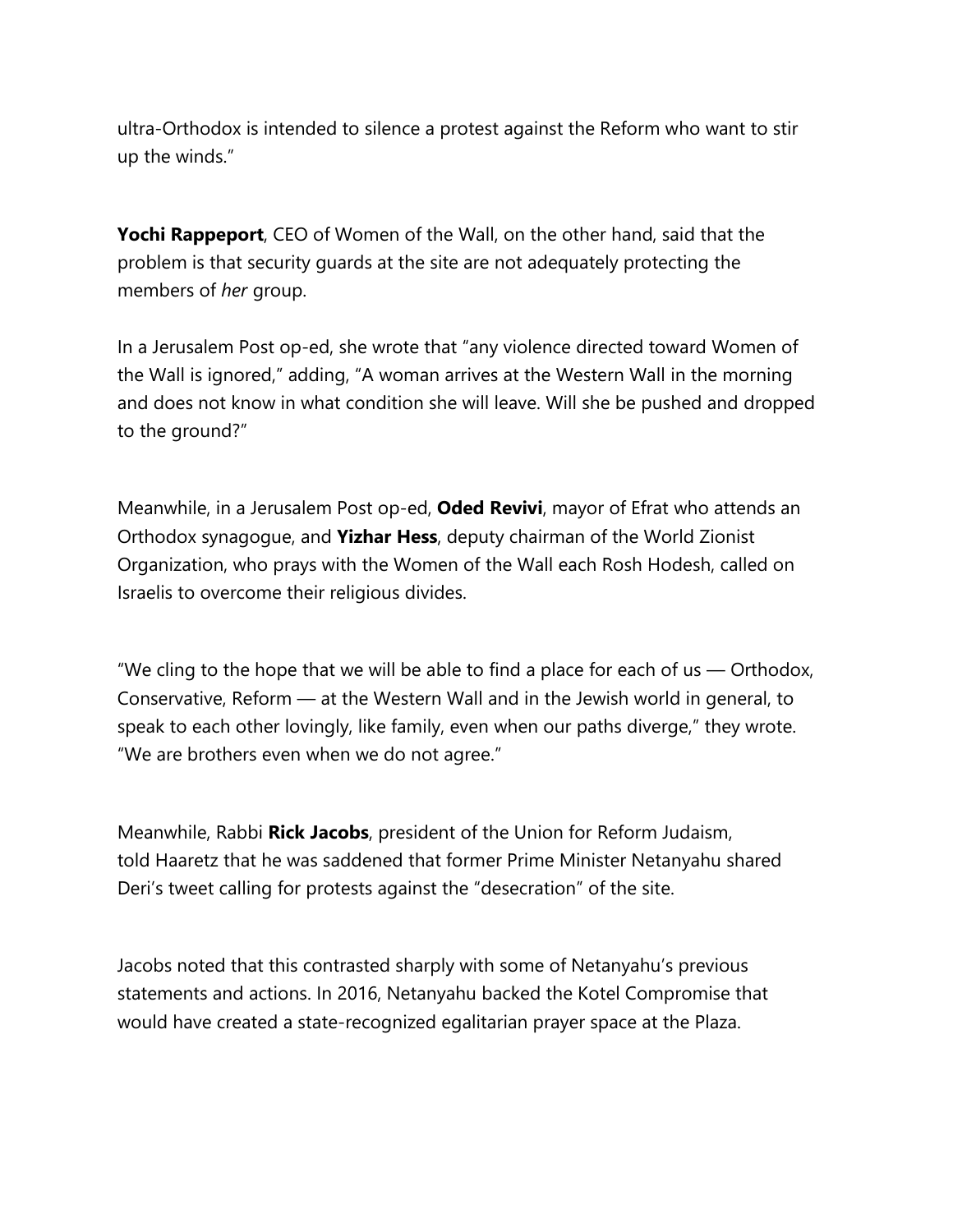ultra-Orthodox is intended to silence a protest against the Reform who want to stir up the winds."

**Yochi Rappeport**, CEO of Women of the Wall, on the other hand, said that the problem is that security guards at the site are not adequately protecting the members of *her* group.

In a Jerusalem Post op-ed, she wrote that "any violence directed toward Women of the Wall is ignored," adding, "A woman arrives at the Western Wall in the morning and does not know in what condition she will leave. Will she be pushed and dropped to the ground?"

Meanwhile, in a Jerusalem Post op-ed, **Oded Revivi**, mayor of Efrat who attends an Orthodox synagogue, and **Yizhar Hess**, deputy chairman of the World Zionist Organization, who prays with the Women of the Wall each Rosh Hodesh, called on Israelis to overcome their religious divides.

"We cling to the hope that we will be able to find a place for each of us — Orthodox, Conservative, Reform — at the Western Wall and in the Jewish world in general, to speak to each other lovingly, like family, even when our paths diverge," they wrote. "We are brothers even when we do not agree."

Meanwhile, Rabbi **Rick Jacobs**, president of the Union for Reform Judaism, told Haaretz that he was saddened that former Prime Minister Netanyahu shared Deri's tweet calling for protests against the "desecration" of the site.

Jacobs noted that this contrasted sharply with some of Netanyahu's previous statements and actions. In 2016, Netanyahu backed the Kotel Compromise that would have created a state-recognized egalitarian prayer space at the Plaza.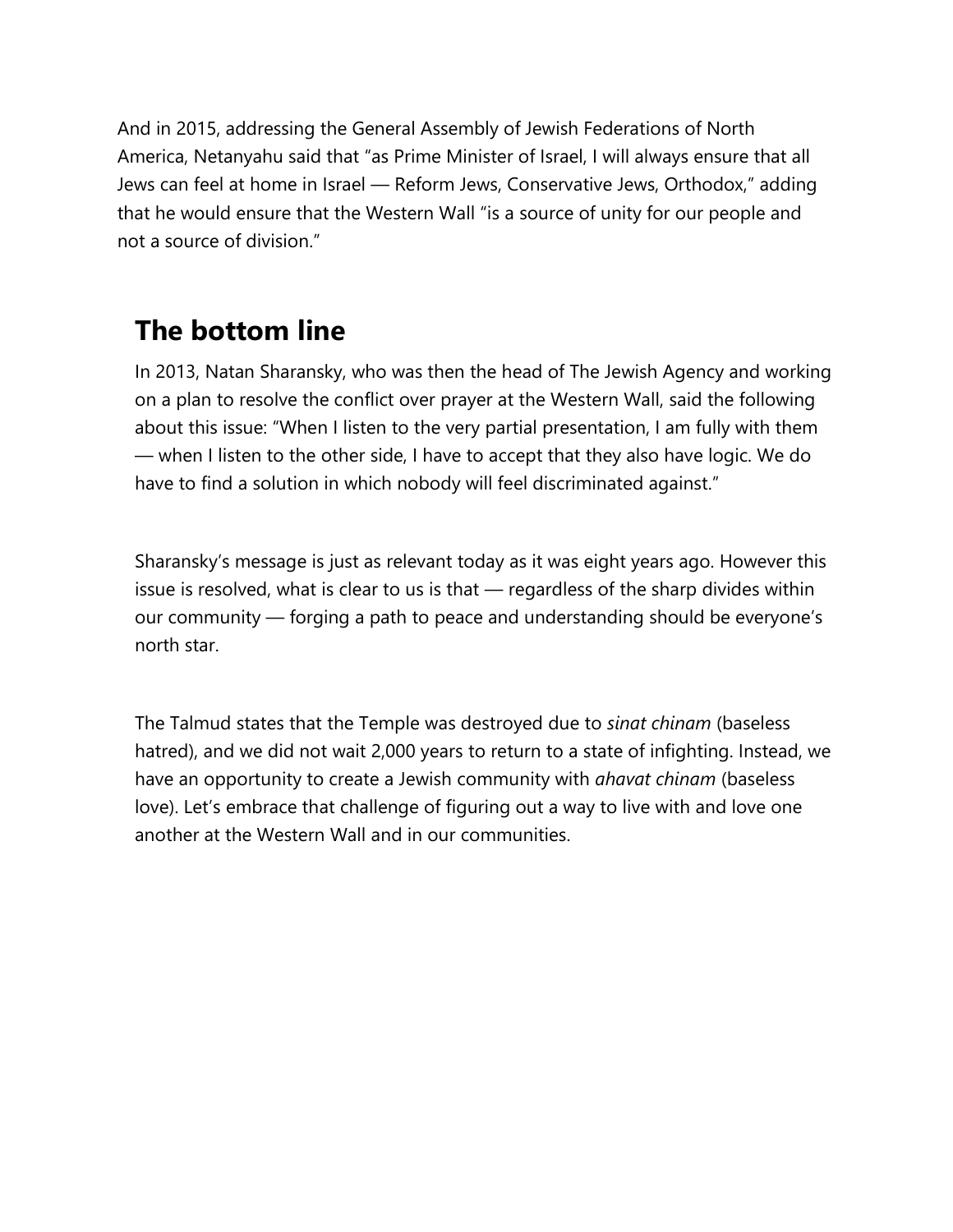And in 2015, addressing the General Assembly of Jewish Federations of North America, Netanyahu said that "as Prime Minister of Israel, I will always ensure that all Jews can feel at home in Israel — Reform Jews, Conservative Jews, Orthodox," adding that he would ensure that the Western Wall "is a source of unity for our people and not a source of division."

## The bottom line

In 2013, Natan Sharansky, who was then the head of The Jewish Agency and working on a plan to resolve the conflict over prayer at the Western Wall, said the following about this issue: "When I listen to the very partial presentation, I am fully with them — when I listen to the other side, I have to accept that they also have logic. We do have to find a solution in which nobody will feel discriminated against."

Sharansky's message is just as relevant today as it was eight years ago. However this issue is resolved, what is clear to us is that — regardless of the sharp divides within our community — forging a path to peace and understanding should be everyone's north star.

The Talmud states that the Temple was destroyed due to *sinat chinam* (baseless hatred), and we did not wait 2,000 years to return to a state of infighting. Instead, we have an opportunity to create a Jewish community with *ahavat chinam* (baseless love). Let's embrace that challenge of figuring out a way to live with and love one another at the Western Wall and in our communities.